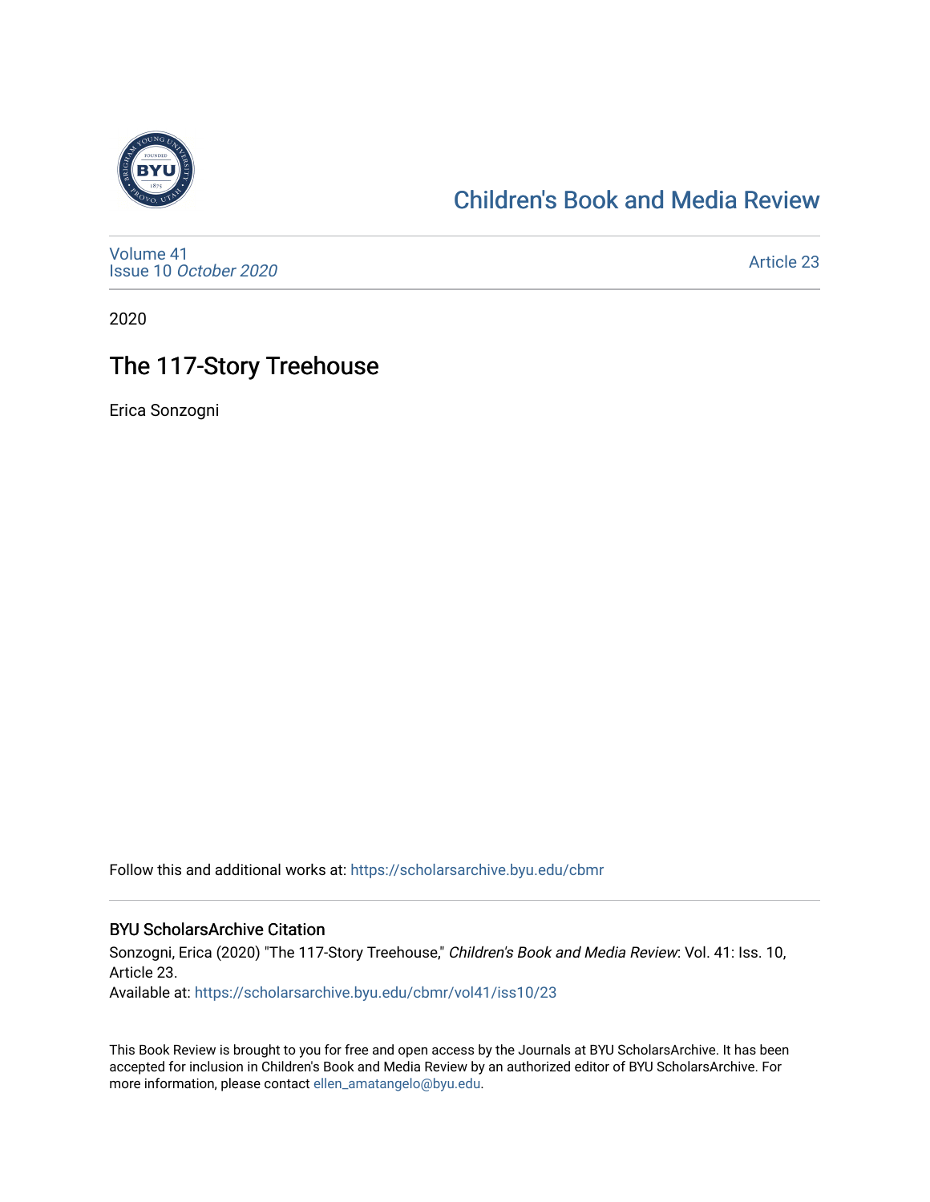# Children's Book and Media Review

Volume 41
Issue 10 *October 2020*

Article 23

2020

## The 117-Story Treehouse

Erica Sonzogni

Follow this and additional works at: https://scholarsarchive.byu.edu/cbmr

### BYU ScholarsArchive Citation

Sonzogni, Erica (2020) "The 117-Story Treehouse," *Children's Book and Media Review*: Vol. 41: Iss. 10, Article 23.
Available at: https://scholarsarchive.byu.edu/cbmr/vol41/iss10/23

This Book Review is brought to you for free and open access by the Journals at BYU ScholarsArchive. It has been accepted for inclusion in Children's Book and Media Review by an authorized editor of BYU ScholarsArchive. For more information, please contact ellen_amatangelo@byu.edu.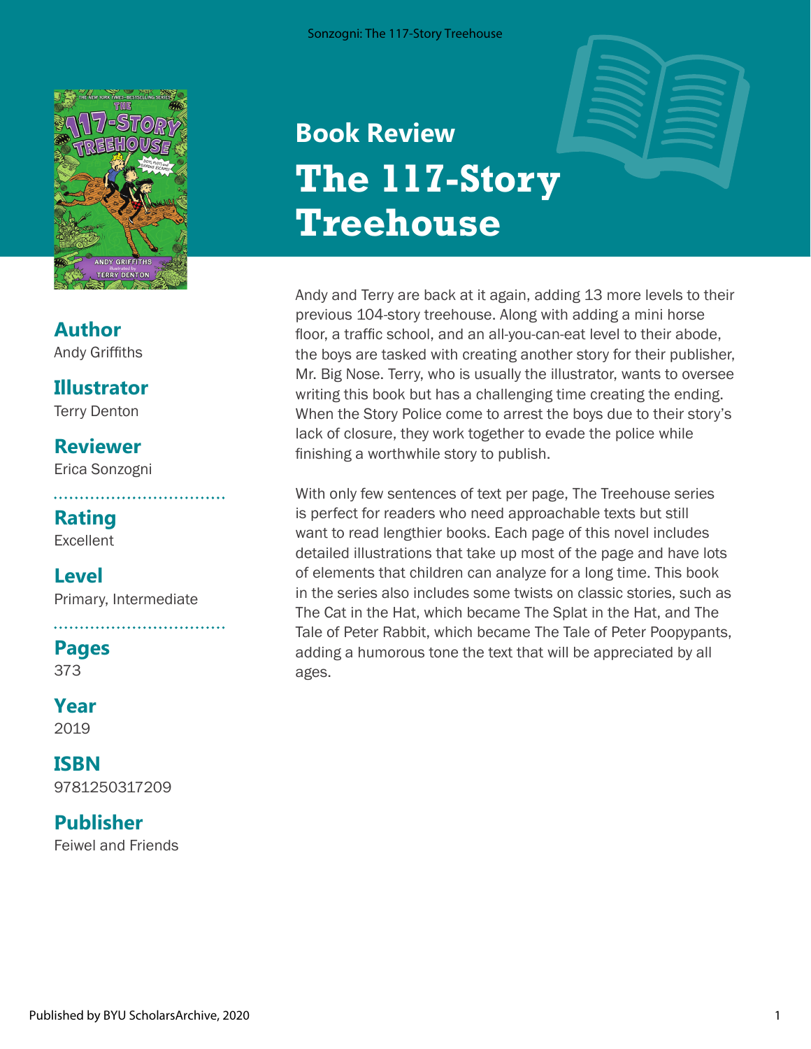# Book Review

# The 117-Story Treehouse

## Author
Andy Griffiths

## Illustrator
Terry Denton

## Reviewer
Erica Sonzogni

## Rating
Excellent

## Level
Primary, Intermediate

## Pages
373

## Year
2019

## ISBN
9781250317209

## Publisher
Feiwel and Friends

Andy and Terry are back at it again, adding 13 more levels to their previous 104-story treehouse. Along with adding a mini horse floor, a traffic school, and an all-you-can-eat level to their abode, the boys are tasked with creating another story for their publisher, Mr. Big Nose. Terry, who is usually the illustrator, wants to oversee writing this book but has a challenging time creating the ending. When the Story Police come to arrest the boys due to their story's lack of closure, they work together to evade the police while finishing a worthwhile story to publish.

With only few sentences of text per page, The Treehouse series is perfect for readers who need approachable texts but still want to read lengthier books. Each page of this novel includes detailed illustrations that take up most of the page and have lots of elements that children can analyze for a long time. This book in the series also includes some twists on classic stories, such as The Cat in the Hat, which became The Splat in the Hat, and The Tale of Peter Rabbit, which became The Tale of Peter Poopypants, adding a humorous tone the text that will be appreciated by all ages.